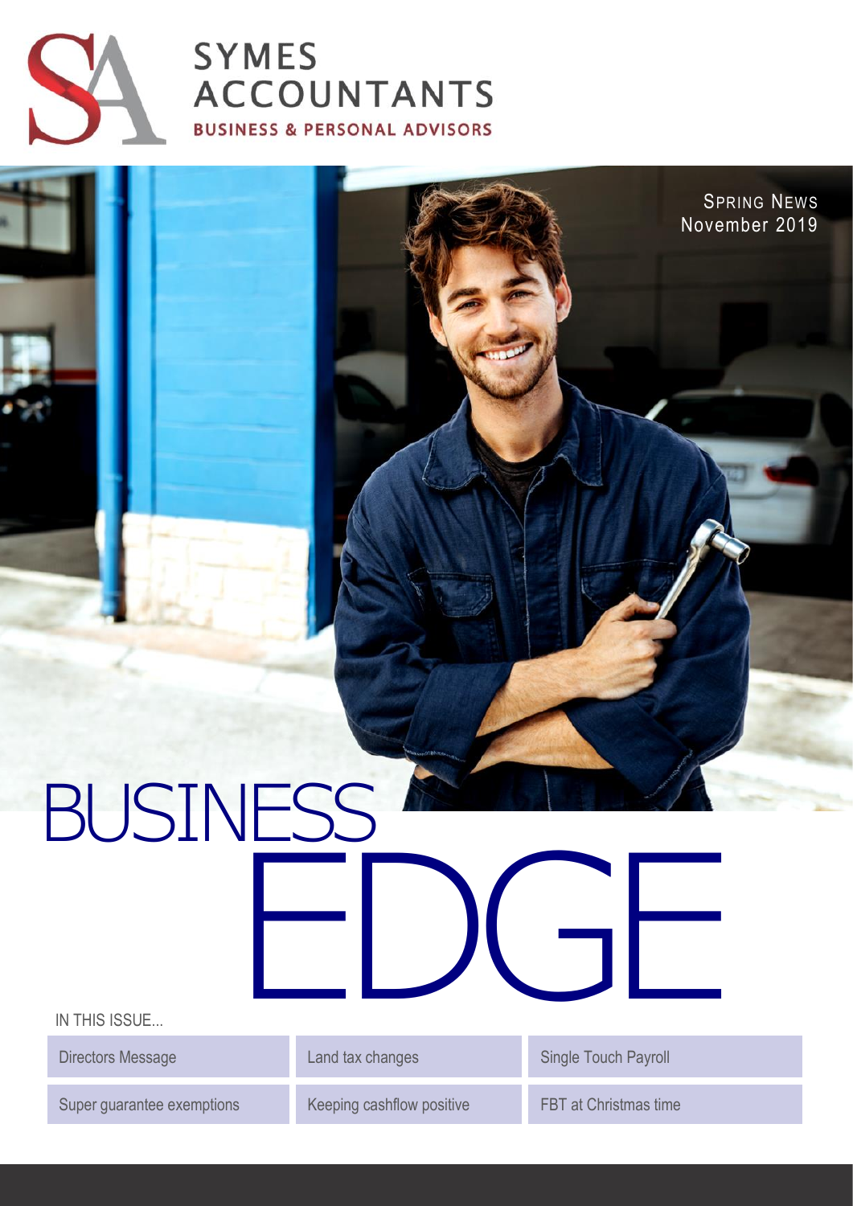# SYMES ACCOUNTANTS

BUSINESS & PERSONAL ADVISORS

SPRING NEWS
November 2019

# BUSINESS EDGE

IN THIS ISSUE...

- Directors Message
- Land tax changes
- Single Touch Payroll
- Super guarantee exemptions
- Keeping cashflow positive
- FBT at Christmas time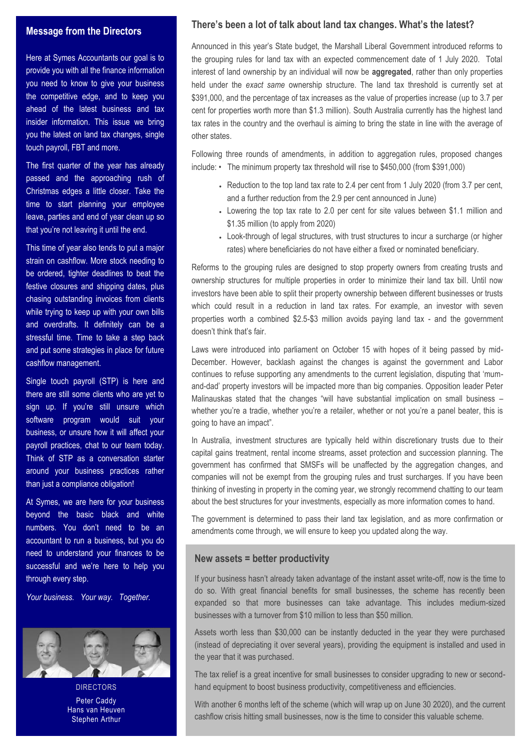## Message from the Directors

Here at Symes Accountants our goal is to provide you with all the finance information you need to know to give your business the competitive edge, and to keep you ahead of the latest business and tax insider information. This issue we bring you the latest on land tax changes, single touch payroll, FBT and more.

The first quarter of the year has already passed and the approaching rush of Christmas edges a little closer. Take the time to start planning your employee leave, parties and end of year clean up so that you're not leaving it until the end.

This time of year also tends to put a major strain on cashflow. More stock needing to be ordered, tighter deadlines to beat the festive closures and shipping dates, plus chasing outstanding invoices from clients while trying to keep up with your own bills and overdrafts. It definitely can be a stressful time. Time to take a step back and put some strategies in place for future cashflow management.

Single touch payroll (STP) is here and there are still some clients who are yet to sign up. If you're still unsure which software program would suit your business, or unsure how it will affect your payroll practices, chat to our team today. Think of STP as a conversation starter around your business practices rather than just a compliance obligation!

At Symes, we are here for your business beyond the basic black and white numbers. You don't need to be an accountant to run a business, but you do need to understand your finances to be successful and we're here to help you through every step.

*Your business. Your way. Together.*

DIRECTORS
Peter Caddy
Hans van Heuven
Stephen Arthur

## There's been a lot of talk about land tax changes. What's the latest?

Announced in this year's State budget, the Marshall Liberal Government introduced reforms to the grouping rules for land tax with an expected commencement date of 1 July 2020. Total interest of land ownership by an individual will now be **aggregated**, rather than only properties held under the *exact same* ownership structure. The land tax threshold is currently set at $391,000, and the percentage of tax increases as the value of properties increase (up to 3.7 per cent for properties worth more than $1.3 million). South Australia currently has the highest land tax rates in the country and the overhaul is aiming to bring the state in line with the average of other states.

Following three rounds of amendments, in addition to aggregation rules, proposed changes include:

- The minimum property tax threshold will rise to $450,000 (from $391,000)
- Reduction to the top land tax rate to 2.4 per cent from 1 July 2020 (from 3.7 per cent, and a further reduction from the 2.9 per cent announced in June)
- Lowering the top tax rate to 2.0 per cent for site values between $1.1 million and $1.35 million (to apply from 2020)
- Look-through of legal structures, with trust structures to incur a surcharge (or higher rates) where beneficiaries do not have either a fixed or nominated beneficiary.

Reforms to the grouping rules are designed to stop property owners from creating trusts and ownership structures for multiple properties in order to minimize their land tax bill. Until now investors have been able to split their property ownership between different businesses or trusts which could result in a reduction in land tax rates. For example, an investor with seven properties worth a combined $2.5-$3 million avoids paying land tax - and the government doesn't think that's fair.

Laws were introduced into parliament on October 15 with hopes of it being passed by mid-December. However, backlash against the changes is against the government and Labor continues to refuse supporting any amendments to the current legislation, disputing that 'mum-and-dad' property investors will be impacted more than big companies. Opposition leader Peter Malinauskas stated that the changes "will have substantial implication on small business – whether you're a tradie, whether you're a retailer, whether or not you're a panel beater, this is going to have an impact".

In Australia, investment structures are typically held within discretionary trusts due to their capital gains treatment, rental income streams, asset protection and succession planning. The government has confirmed that SMSFs will be unaffected by the aggregation changes, and companies will not be exempt from the grouping rules and trust surcharges. If you have been thinking of investing in property in the coming year, we strongly recommend chatting to our team about the best structures for your investments, especially as more information comes to hand.

The government is determined to pass their land tax legislation, and as more confirmation or amendments come through, we will ensure to keep you updated along the way.

## New assets = better productivity

If your business hasn't already taken advantage of the instant asset write-off, now is the time to do so. With great financial benefits for small businesses, the scheme has recently been expanded so that more businesses can take advantage. This includes medium-sized businesses with a turnover from $10 million to less than $50 million.

Assets worth less than $30,000 can be instantly deducted in the year they were purchased (instead of depreciating it over several years), providing the equipment is installed and used in the year that it was purchased.

The tax relief is a great incentive for small businesses to consider upgrading to new or second-hand equipment to boost business productivity, competitiveness and efficiencies.

With another 6 months left of the scheme (which will wrap up on June 30 2020), and the current cashflow crisis hitting small businesses, now is the time to consider this valuable scheme.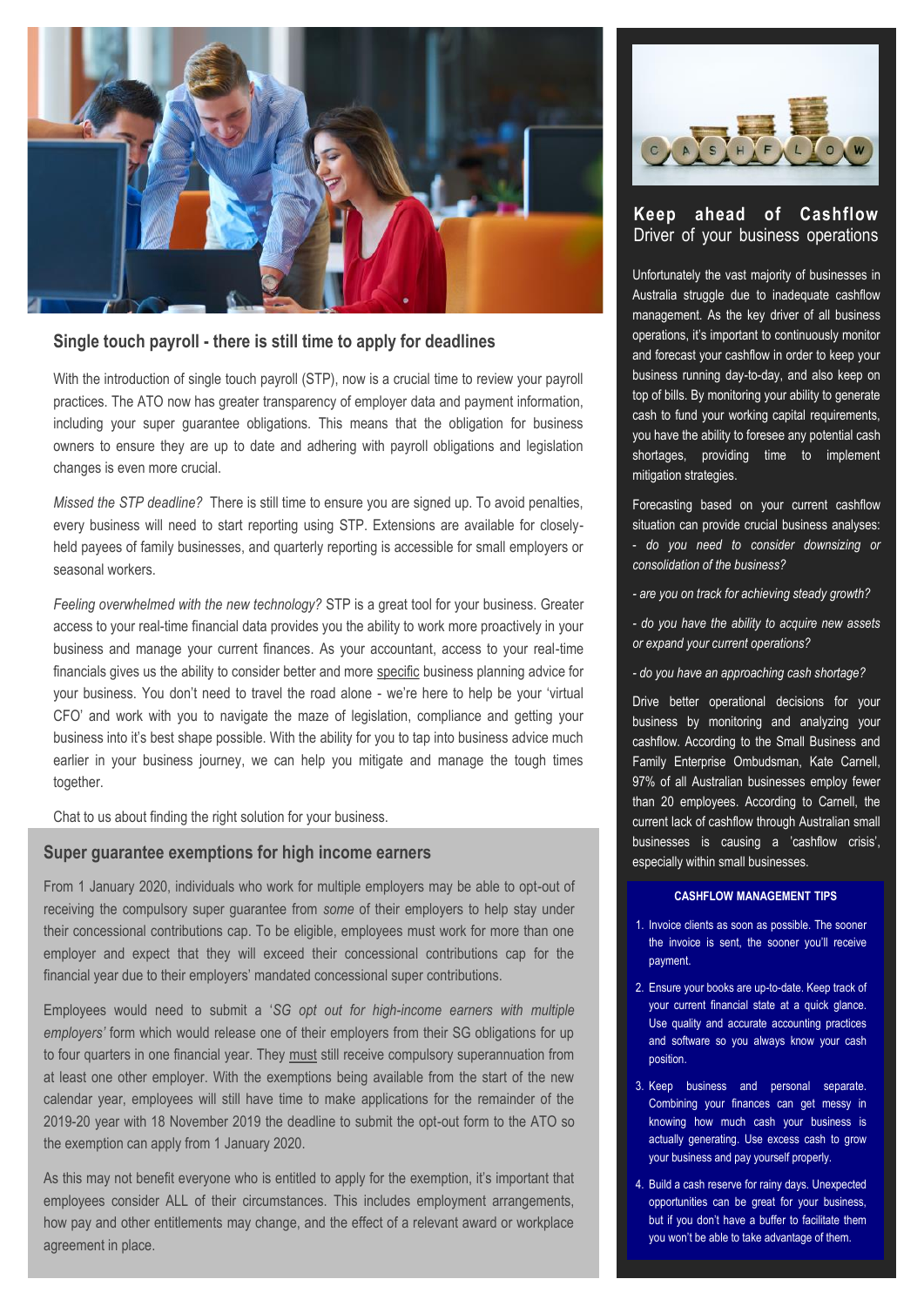## Single touch payroll - there is still time to apply for deadlines

With the introduction of single touch payroll (STP), now is a crucial time to review your payroll practices. The ATO now has greater transparency of employer data and payment information, including your super guarantee obligations. This means that the obligation for business owners to ensure they are up to date and adhering with payroll obligations and legislation changes is even more crucial.

*Missed the STP deadline?* There is still time to ensure you are signed up. To avoid penalties, every business will need to start reporting using STP. Extensions are available for closely-held payees of family businesses, and quarterly reporting is accessible for small employers or seasonal workers.

*Feeling overwhelmed with the new technology?* STP is a great tool for your business. Greater access to your real-time financial data provides you the ability to work more proactively in your business and manage your current finances. As your accountant, access to your real-time financials gives us the ability to consider better and more specific business planning advice for your business. You don't need to travel the road alone - we're here to help be your 'virtual CFO' and work with you to navigate the maze of legislation, compliance and getting your business into it's best shape possible. With the ability for you to tap into business advice much earlier in your business journey, we can help you mitigate and manage the tough times together.

Chat to us about finding the right solution for your business.

## Super guarantee exemptions for high income earners

From 1 January 2020, individuals who work for multiple employers may be able to opt-out of receiving the compulsory super guarantee from *some* of their employers to help stay under their concessional contributions cap. To be eligible, employees must work for more than one employer and expect that they will exceed their concessional contributions cap for the financial year due to their employers' mandated concessional super contributions.

Employees would need to submit a '*SG opt out for high-income earners with multiple employers'* form which would release one of their employers from their SG obligations for up to four quarters in one financial year. They must still receive compulsory superannuation from at least one other employer. With the exemptions being available from the start of the new calendar year, employees will still have time to make applications for the remainder of the 2019-20 year with 18 November 2019 the deadline to submit the opt-out form to the ATO so the exemption can apply from 1 January 2020.

As this may not benefit everyone who is entitled to apply for the exemption, it's important that employees consider ALL of their circumstances. This includes employment arrangements, how pay and other entitlements may change, and the effect of a relevant award or workplace agreement in place.

## **Keep ahead of Cashflow**
Driver of your business operations

Unfortunately the vast majority of businesses in Australia struggle due to inadequate cashflow management. As the key driver of all business operations, it's important to continuously monitor and forecast your cashflow in order to keep your business running day-to-day, and also keep on top of bills. By monitoring your ability to generate cash to fund your working capital requirements, you have the ability to foresee any potential cash shortages, providing time to implement mitigation strategies.

Forecasting based on your current cashflow situation can provide crucial business analyses:

*- do you need to consider downsizing or consolidation of the business?*

*- are you on track for achieving steady growth?*

*- do you have the ability to acquire new assets or expand your current operations?*

*- do you have an approaching cash shortage?*

Drive better operational decisions for your business by monitoring and analyzing your cashflow. According to the Small Business and Family Enterprise Ombudsman, Kate Carnell, 97% of all Australian businesses employ fewer than 20 employees. According to Carnell, the current lack of cashflow through Australian small businesses is causing a 'cashflow crisis', especially within small businesses.

**CASHFLOW MANAGEMENT TIPS**

1. Invoice clients as soon as possible. The sooner the invoice is sent, the sooner you'll receive payment.
2. Ensure your books are up-to-date. Keep track of your current financial state at a quick glance. Use quality and accurate accounting practices and software so you always know your cash position.
3. Keep business and personal separate. Combining your finances can get messy in knowing how much cash your business is actually generating. Use excess cash to grow your business and pay yourself properly.
4. Build a cash reserve for rainy days. Unexpected opportunities can be great for your business, but if you don't have a buffer to facilitate them you won't be able to take advantage of them.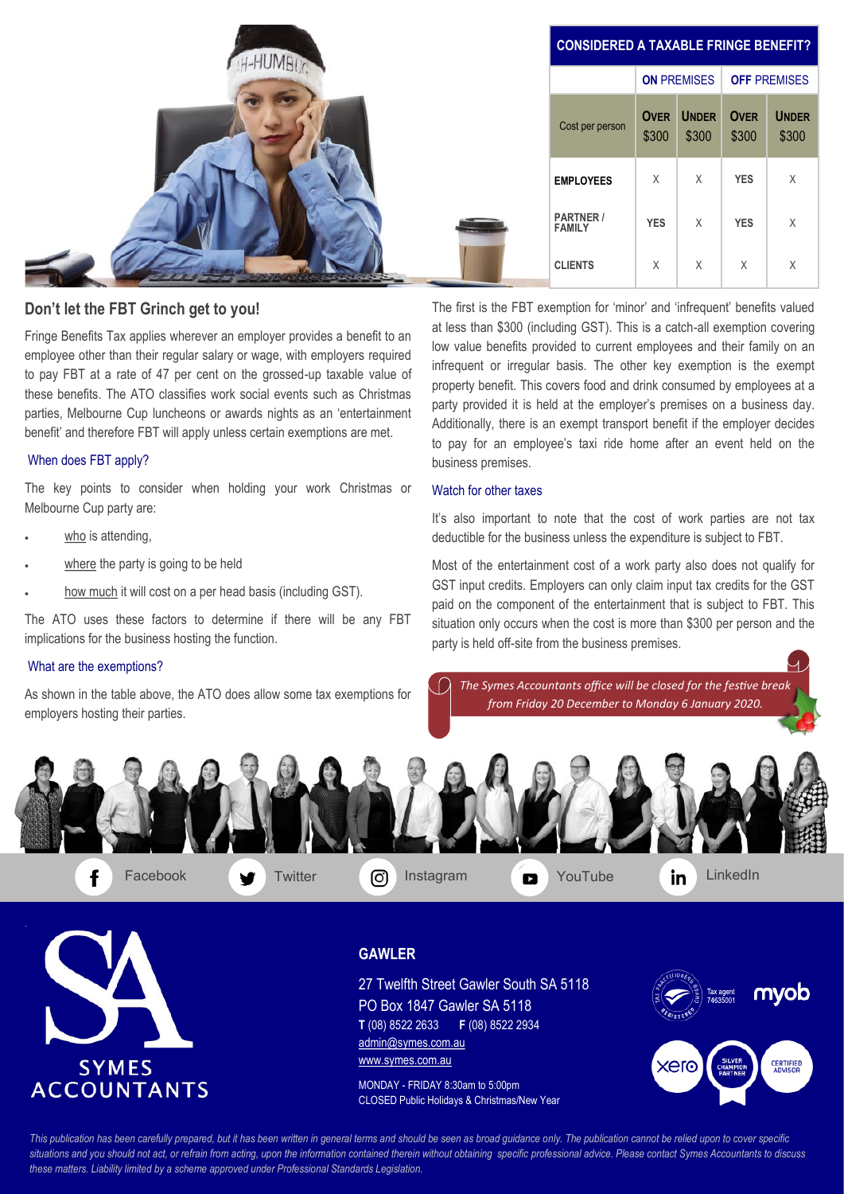## CONSIDERED A TAXABLE FRINGE BENEFIT?

| | ON PREMISES | | OFF PREMISES | |
|---|---|---|---|---|
| Cost per person | OVER $300 | UNDER $300 | OVER $300 | UNDER $300 |
| EMPLOYEES | X | X | YES | X |
| PARTNER / FAMILY | YES | X | YES | X |
| CLIENTS | X | X | X | X |

## Don't let the FBT Grinch get to you!

Fringe Benefits Tax applies wherever an employer provides a benefit to an employee other than their regular salary or wage, with employers required to pay FBT at a rate of 47 per cent on the grossed-up taxable value of these benefits. The ATO classifies work social events such as Christmas parties, Melbourne Cup luncheons or awards nights as an 'entertainment benefit' and therefore FBT will apply unless certain exemptions are met.

### When does FBT apply?

The key points to consider when holding your work Christmas or Melbourne Cup party are:

- who is attending,
- where the party is going to be held
- how much it will cost on a per head basis (including GST).

The ATO uses these factors to determine if there will be any FBT implications for the business hosting the function.

### What are the exemptions?

As shown in the table above, the ATO does allow some tax exemptions for employers hosting their parties.

The first is the FBT exemption for 'minor' and 'infrequent' benefits valued at less than $300 (including GST). This is a catch-all exemption covering low value benefits provided to current employees and their family on an infrequent or irregular basis. The other key exemption is the exempt property benefit. This covers food and drink consumed by employees at a party provided it is held at the employer's premises on a business day. Additionally, there is an exempt transport benefit if the employer decides to pay for an employee's taxi ride home after an event held on the business premises.

### Watch for other taxes

It's also important to note that the cost of work parties are not tax deductible for the business unless the expenditure is subject to FBT.

Most of the entertainment cost of a work party also does not qualify for GST input credits. Employers can only claim input tax credits for the GST paid on the component of the entertainment that is subject to FBT. This situation only occurs when the cost is more than $300 per person and the party is held off-site from the business premises.

*The Symes Accountants office will be closed for the festive break from Friday 20 December to Monday 6 January 2020.*

Facebook Twitter Instagram YouTube LinkedIn

SYMES ACCOUNTANTS

**GAWLER**

27 Twelfth Street Gawler South SA 5118
PO Box 1847 Gawler SA 5118
**T** (08) 8522 2633 **F** (08) 8522 2934
admin@symes.com.au
www.symes.com.au

MONDAY - FRIDAY 8:30am to 5:00pm
CLOSED Public Holidays & Christmas/New Year

Tax agent 74635001

*This publication has been carefully prepared, but it has been written in general terms and should be seen as broad guidance only. The publication cannot be relied upon to cover specific situations and you should not act, or refrain from acting, upon the information contained therein without obtaining specific professional advice. Please contact Symes Accountants to discuss these matters. Liability limited by a scheme approved under Professional Standards Legislation.*